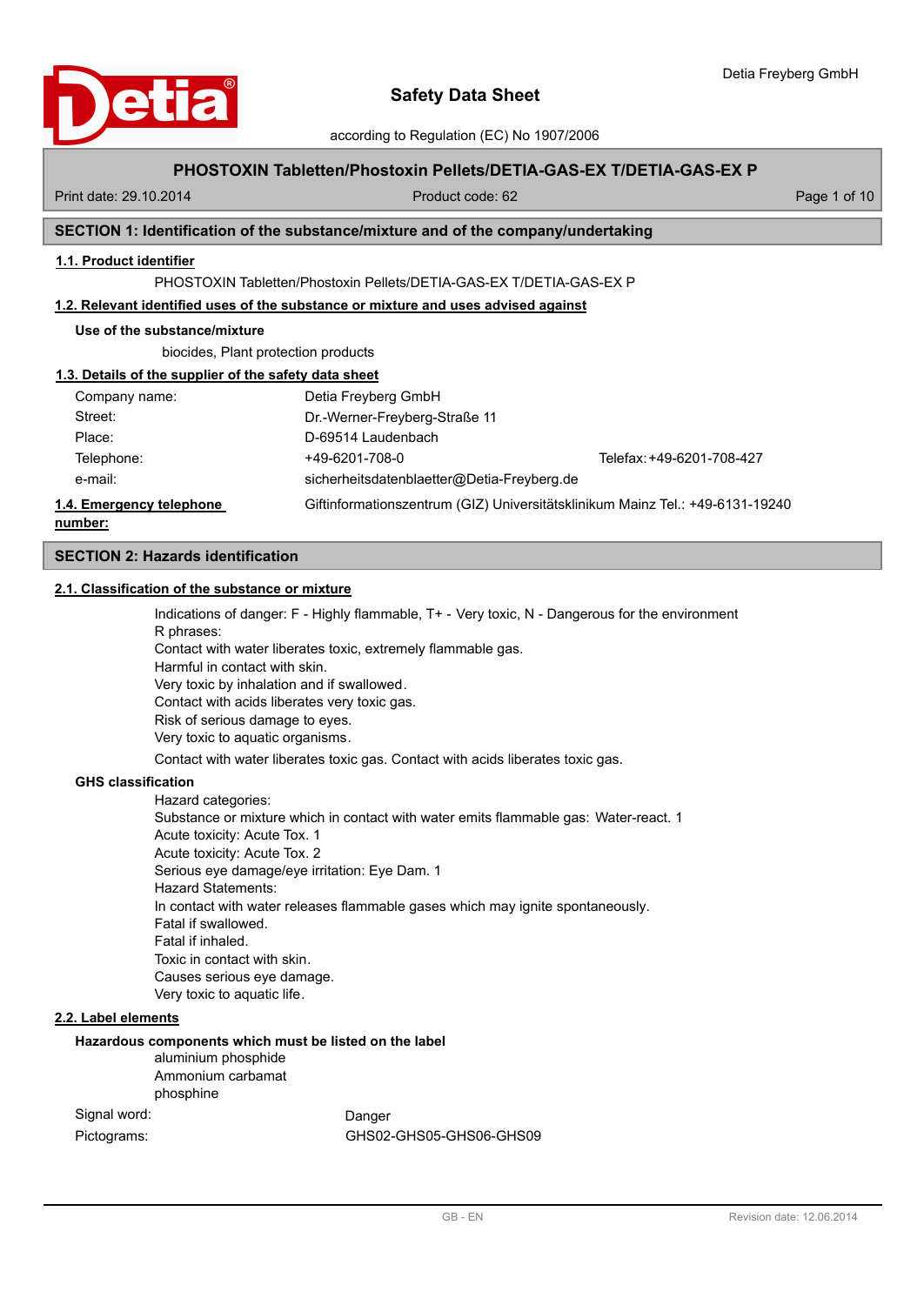# Safety Data Sheet

according to Regulation (EC) No 1907/2006

Detia Freyberg GmbH

**PHOSTOXIN Tabletten/Phostoxin Pellets/DETIA-GAS-EX T/DETIA-GAS-EX P**

Print date: 29.10.2014 | Product code: 62

## SECTION 1: Identification of the substance/mixture and of the company/undertaking

### 1.1. Product identifier

PHOSTOXIN Tabletten/Phostoxin Pellets/DETIA-GAS-EX T/DETIA-GAS-EX P

### 1.2. Relevant identified uses of the substance or mixture and uses advised against

**Use of the substance/mixture**

biocides, Plant protection products

### 1.3. Details of the supplier of the safety data sheet

| | | |
|---|---|---|
| Company name: | Detia Freyberg GmbH | |
| Street: | Dr.-Werner-Freyberg-Straße 11 | |
| Place: | D-69514 Laudenbach | |
| Telephone: | +49-6201-708-0 | Telefax: +49-6201-708-427 |
| e-mail: | sicherheitsdatenblaetter@Detia-Freyberg.de | |

### 1.4. Emergency telephone number:

Giftinformationszentrum (GIZ) Universitätsklinikum Mainz Tel.: +49-6131-19240

## SECTION 2: Hazards identification

### 2.1. Classification of the substance or mixture

Indications of danger: F - Highly flammable, T+ - Very toxic, N - Dangerous for the environment

R phrases:

Contact with water liberates toxic, extremely flammable gas.

Harmful in contact with skin.

Very toxic by inhalation and if swallowed.

Contact with acids liberates very toxic gas.

Risk of serious damage to eyes.

Very toxic to aquatic organisms.

Contact with water liberates toxic gas. Contact with acids liberates toxic gas.

**GHS classification**

Hazard categories:

Substance or mixture which in contact with water emits flammable gas: Water-react. 1

Acute toxicity: Acute Tox. 1

Acute toxicity: Acute Tox. 2

Serious eye damage/eye irritation: Eye Dam. 1

Hazard Statements:

In contact with water releases flammable gases which may ignite spontaneously.

Fatal if swallowed.

Fatal if inhaled.

Toxic in contact with skin.

Causes serious eye damage.

Very toxic to aquatic life.

### 2.2. Label elements

**Hazardous components which must be listed on the label**

aluminium phosphide

Ammonium carbamat

phosphine

| | |
|---|---|
| Signal word: | Danger |
| Pictograms: | GHS02-GHS05-GHS06-GHS09 |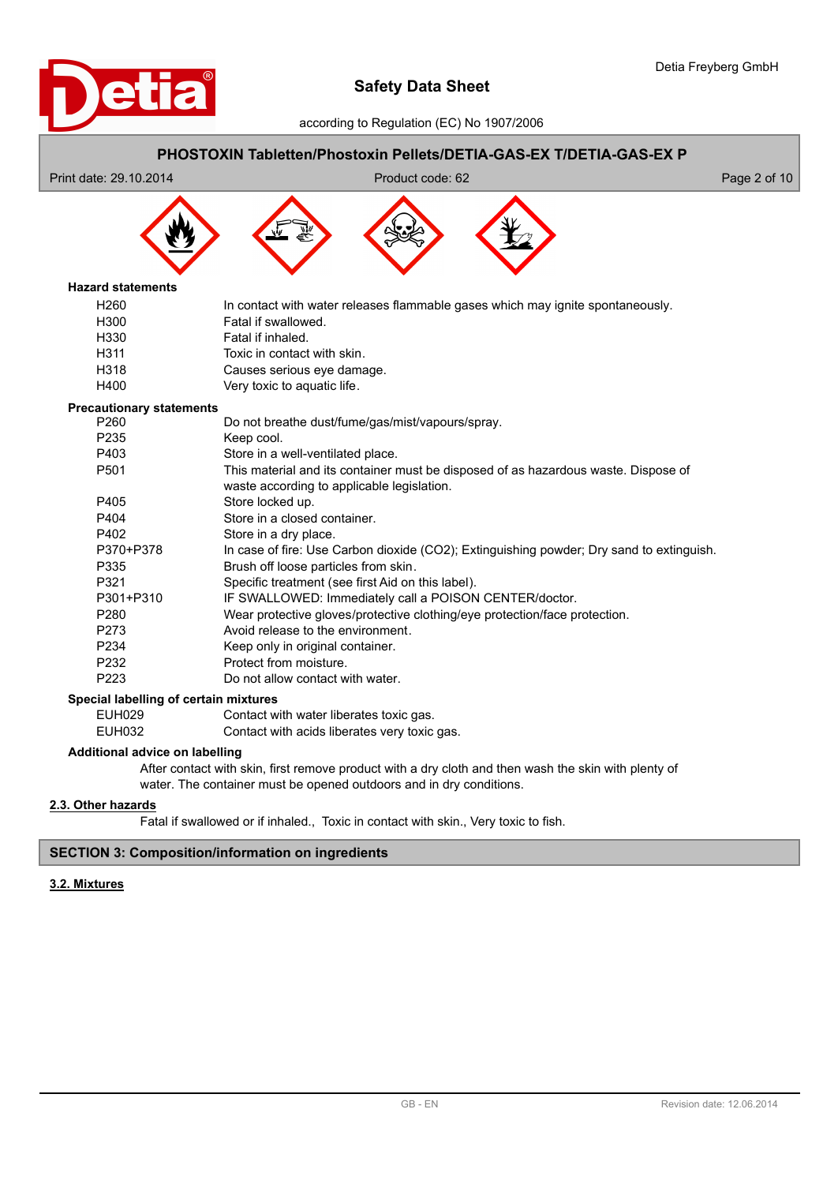**Hazard statements**

| | |
|---|---|
| H260 | In contact with water releases flammable gases which may ignite spontaneously. |
| H300 | Fatal if swallowed. |
| H330 | Fatal if inhaled. |
| H311 | Toxic in contact with skin. |
| H318 | Causes serious eye damage. |
| H400 | Very toxic to aquatic life. |

**Precautionary statements**

| | |
|---|---|
| P260 | Do not breathe dust/fume/gas/mist/vapours/spray. |
| P235 | Keep cool. |
| P403 | Store in a well-ventilated place. |
| P501 | This material and its container must be disposed of as hazardous waste. Dispose of waste according to applicable legislation. |
| P405 | Store locked up. |
| P404 | Store in a closed container. |
| P402 | Store in a dry place. |
| P370+P378 | In case of fire: Use Carbon dioxide (CO2); Extinguishing powder; Dry sand to extinguish. |
| P335 | Brush off loose particles from skin. |
| P321 | Specific treatment (see first Aid on this label). |
| P301+P310 | IF SWALLOWED: Immediately call a POISON CENTER/doctor. |
| P280 | Wear protective gloves/protective clothing/eye protection/face protection. |
| P273 | Avoid release to the environment. |
| P234 | Keep only in original container. |
| P232 | Protect from moisture. |
| P223 | Do not allow contact with water. |

**Special labelling of certain mixtures**

| | |
|---|---|
| EUH029 | Contact with water liberates toxic gas. |
| EUH032 | Contact with acids liberates very toxic gas. |

**Additional advice on labelling**

After contact with skin, first remove product with a dry cloth and then wash the skin with plenty of water. The container must be opened outdoors and in dry conditions.

## 2.3. Other hazards

Fatal if swallowed or if inhaled., Toxic in contact with skin., Very toxic to fish.

## SECTION 3: Composition/information on ingredients

### 3.2. Mixtures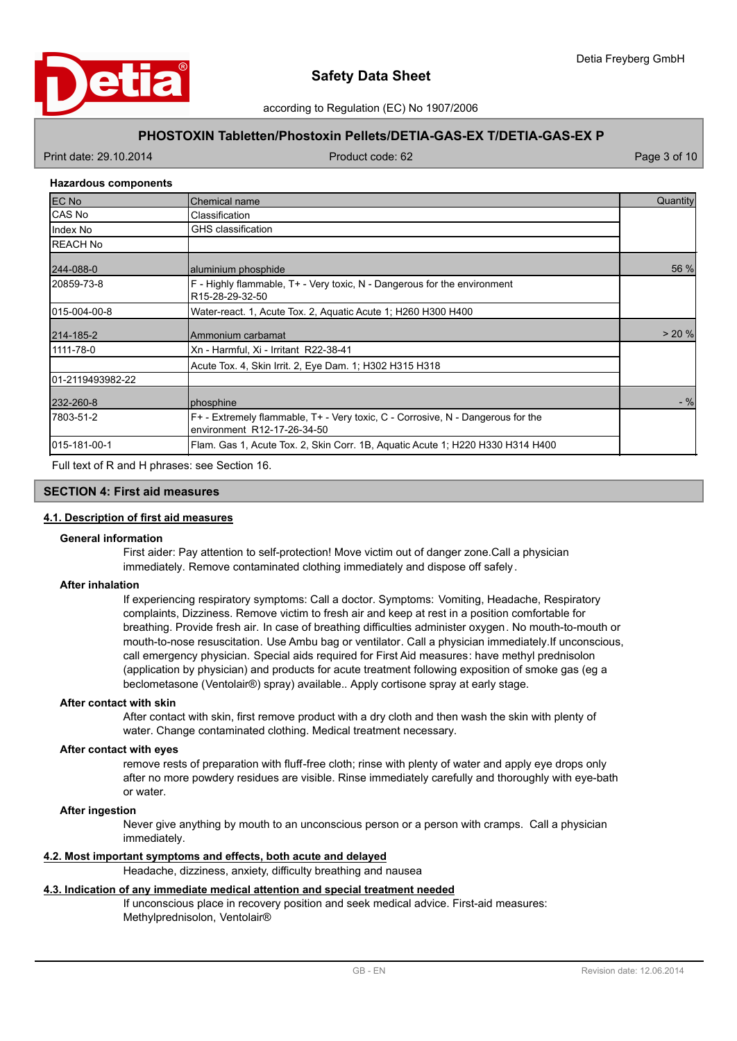### Hazardous components

| EC No | Chemical name | Quantity |
|---|---|---|
| CAS No | Classification | |
| Index No | GHS classification | |
| REACH No | | |
| 244-088-0 | aluminium phosphide | 56 % |
| 20859-73-8 | F - Highly flammable, T+ - Very toxic, N - Dangerous for the environment R15-28-29-32-50 | |
| 015-004-00-8 | Water-react. 1, Acute Tox. 2, Aquatic Acute 1; H260 H300 H400 | |
| 214-185-2 | Ammonium carbamat | > 20 % |
| 1111-78-0 | Xn - Harmful, Xi - Irritant R22-38-41 | |
| | Acute Tox. 4, Skin Irrit. 2, Eye Dam. 1; H302 H315 H318 | |
| 01-2119493982-22 | | |
| 232-260-8 | phosphine | - % |
| 7803-51-2 | F+ - Extremely flammable, T+ - Very toxic, C - Corrosive, N - Dangerous for the environment R12-17-26-34-50 | |
| 015-181-00-1 | Flam. Gas 1, Acute Tox. 2, Skin Corr. 1B, Aquatic Acute 1; H220 H330 H314 H400 | |

Full text of R and H phrases: see Section 16.

## SECTION 4: First aid measures

### 4.1. Description of first aid measures

**General information**

First aider: Pay attention to self-protection! Move victim out of danger zone.Call a physician immediately. Remove contaminated clothing immediately and dispose off safely.

**After inhalation**

If experiencing respiratory symptoms: Call a doctor. Symptoms: Vomiting, Headache, Respiratory complaints, Dizziness. Remove victim to fresh air and keep at rest in a position comfortable for breathing. Provide fresh air. In case of breathing difficulties administer oxygen. No mouth-to-mouth or mouth-to-nose resuscitation. Use Ambu bag or ventilator. Call a physician immediately.If unconscious, call emergency physician. Special aids required for First Aid measures: have methyl prednisolon (application by physician) and products for acute treatment following exposition of smoke gas (eg a beclometasone (Ventolair®) spray) available.. Apply cortisone spray at early stage.

**After contact with skin**

After contact with skin, first remove product with a dry cloth and then wash the skin with plenty of water. Change contaminated clothing. Medical treatment necessary.

**After contact with eyes**

remove rests of preparation with fluff-free cloth; rinse with plenty of water and apply eye drops only after no more powdery residues are visible. Rinse immediately carefully and thoroughly with eye-bath or water.

**After ingestion**

Never give anything by mouth to an unconscious person or a person with cramps. Call a physician immediately.

### 4.2. Most important symptoms and effects, both acute and delayed

Headache, dizziness, anxiety, difficulty breathing and nausea

### 4.3. Indication of any immediate medical attention and special treatment needed

If unconscious place in recovery position and seek medical advice. First-aid measures: Methylprednisolon, Ventolair®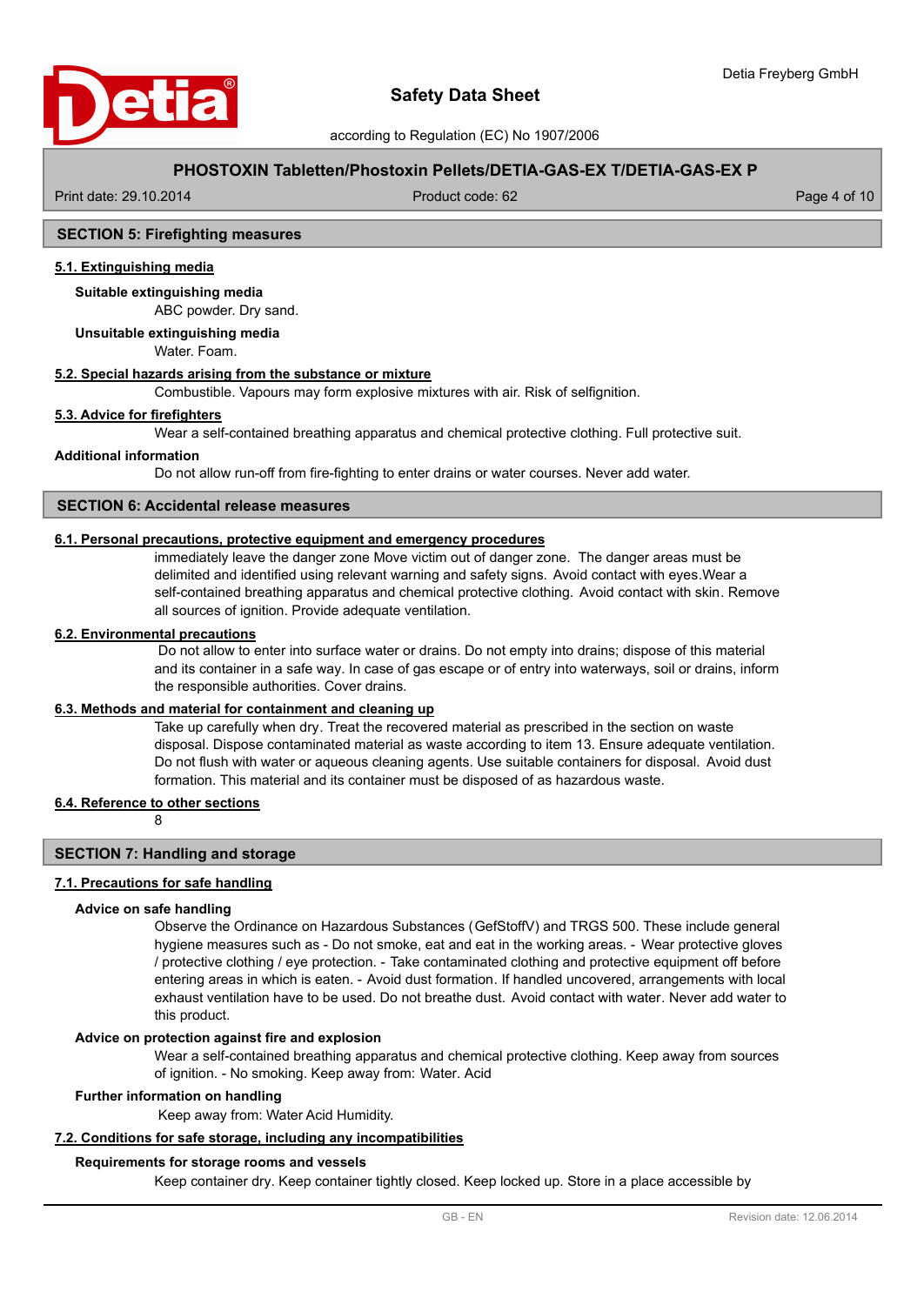## SECTION 5: Firefighting measures

### 5.1. Extinguishing media

**Suitable extinguishing media**

ABC powder. Dry sand.

**Unsuitable extinguishing media**

Water. Foam.

### 5.2. Special hazards arising from the substance or mixture

Combustible. Vapours may form explosive mixtures with air. Risk of selfignition.

### 5.3. Advice for firefighters

Wear a self-contained breathing apparatus and chemical protective clothing. Full protective suit.

**Additional information**

Do not allow run-off from fire-fighting to enter drains or water courses. Never add water.

## SECTION 6: Accidental release measures

### 6.1. Personal precautions, protective equipment and emergency procedures

immediately leave the danger zone Move victim out of danger zone. The danger areas must be delimited and identified using relevant warning and safety signs. Avoid contact with eyes.Wear a self-contained breathing apparatus and chemical protective clothing. Avoid contact with skin. Remove all sources of ignition. Provide adequate ventilation.

### 6.2. Environmental precautions

Do not allow to enter into surface water or drains. Do not empty into drains; dispose of this material and its container in a safe way. In case of gas escape or of entry into waterways, soil or drains, inform the responsible authorities. Cover drains.

### 6.3. Methods and material for containment and cleaning up

Take up carefully when dry. Treat the recovered material as prescribed in the section on waste disposal. Dispose contaminated material as waste according to item 13. Ensure adequate ventilation. Do not flush with water or aqueous cleaning agents. Use suitable containers for disposal. Avoid dust formation. This material and its container must be disposed of as hazardous waste.

### 6.4. Reference to other sections

8

## SECTION 7: Handling and storage

### 7.1. Precautions for safe handling

**Advice on safe handling**

Observe the Ordinance on Hazardous Substances (GefStoffV) and TRGS 500. These include general hygiene measures such as - Do not smoke, eat and eat in the working areas. - Wear protective gloves / protective clothing / eye protection. - Take contaminated clothing and protective equipment off before entering areas in which is eaten. - Avoid dust formation. If handled uncovered, arrangements with local exhaust ventilation have to be used. Do not breathe dust. Avoid contact with water. Never add water to this product.

**Advice on protection against fire and explosion**

Wear a self-contained breathing apparatus and chemical protective clothing. Keep away from sources of ignition. - No smoking. Keep away from: Water. Acid

**Further information on handling**

Keep away from: Water Acid Humidity.

### 7.2. Conditions for safe storage, including any incompatibilities

**Requirements for storage rooms and vessels**

Keep container dry. Keep container tightly closed. Keep locked up. Store in a place accessible by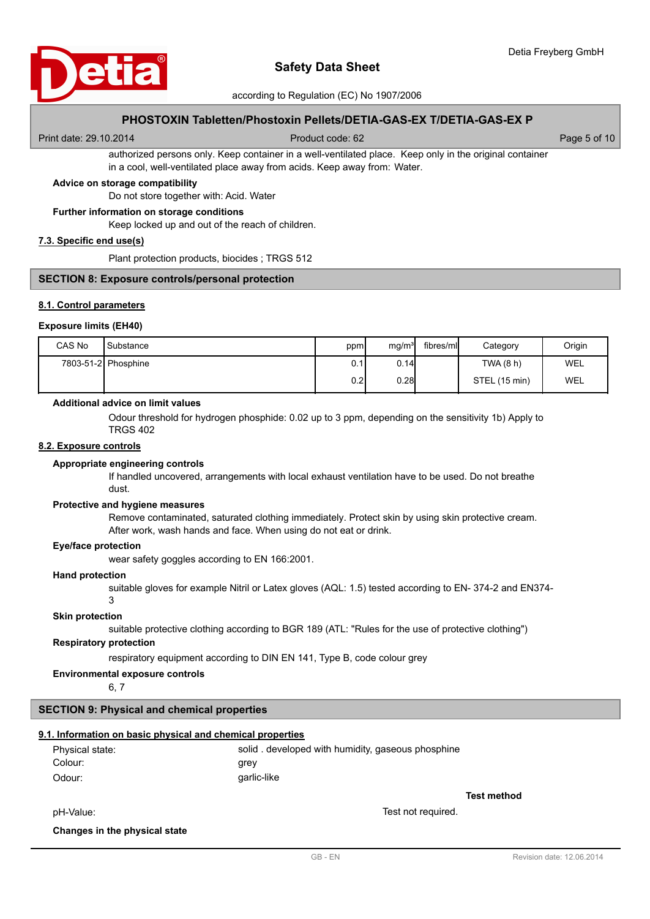authorized persons only. Keep container in a well-ventilated place. Keep only in the original container in a cool, well-ventilated place away from acids. Keep away from: Water.

**Advice on storage compatibility**

Do not store together with: Acid. Water

**Further information on storage conditions**

Keep locked up and out of the reach of children.

### 7.3. Specific end use(s)

Plant protection products, biocides ; TRGS 512

## SECTION 8: Exposure controls/personal protection

### 8.1. Control parameters

**Exposure limits (EH40)**

| CAS No | Substance | ppm | mg/m³ | fibres/ml | Category | Origin |
|---|---|---|---|---|---|---|
| 7803-51-2 | Phosphine | 0.1 | 0.14 | | TWA (8 h) | WEL |
| | | 0.2 | 0.28 | | STEL (15 min) | WEL |

**Additional advice on limit values**

Odour threshold for hydrogen phosphide: 0.02 up to 3 ppm, depending on the sensitivity 1b) Apply to TRGS 402

### 8.2. Exposure controls

**Appropriate engineering controls**

If handled uncovered, arrangements with local exhaust ventilation have to be used. Do not breathe dust.

**Protective and hygiene measures**

Remove contaminated, saturated clothing immediately. Protect skin by using skin protective cream. After work, wash hands and face. When using do not eat or drink.

**Eye/face protection**

wear safety goggles according to EN 166:2001.

**Hand protection**

suitable gloves for example Nitril or Latex gloves (AQL: 1.5) tested according to EN- 374-2 and EN374-3

**Skin protection**

suitable protective clothing according to BGR 189 (ATL: "Rules for the use of protective clothing")

**Respiratory protection**

respiratory equipment according to DIN EN 141, Type B, code colour grey

**Environmental exposure controls**

6, 7

## SECTION 9: Physical and chemical properties

### 9.1. Information on basic physical and chemical properties

| | |
|---|---|
| Physical state: | solid . developed with humidity, gaseous phosphine |
| Colour: | grey |
| Odour: | garlic-like |

| | | Test method |
|---|---|---|
| pH-Value: | Test not required. | |

**Changes in the physical state**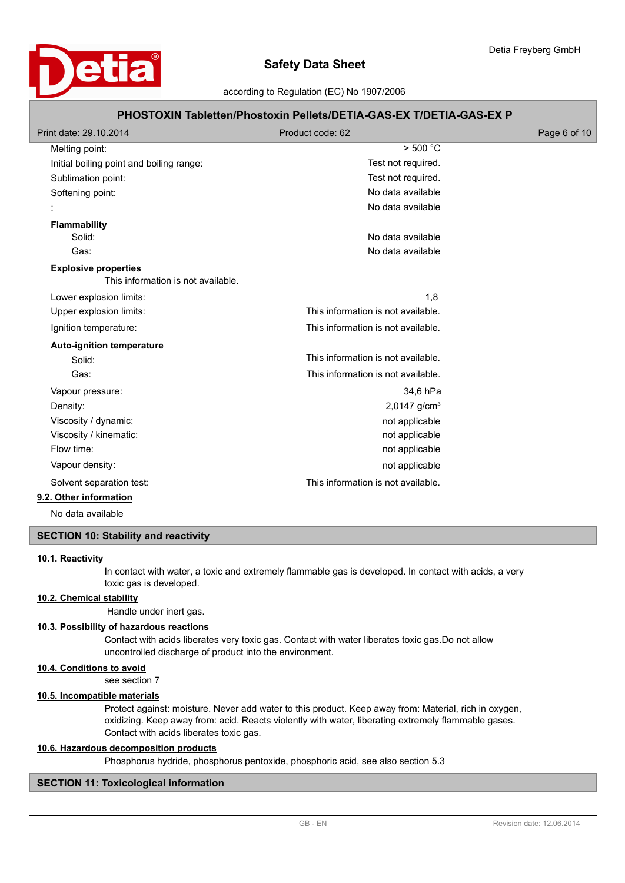| | |
|---|---|
| Melting point: | > 500 °C |
| Initial boiling point and boiling range: | Test not required. |
| Sublimation point: | Test not required. |
| Softening point: | No data available |
| : | No data available |

**Flammability**

| | |
|---|---|
| Solid: | No data available |
| Gas: | No data available |

**Explosive properties**

This information is not available.

| | |
|---|---|
| Lower explosion limits: | 1,8 |
| Upper explosion limits: | This information is not available. |
| Ignition temperature: | This information is not available. |

**Auto-ignition temperature**

| | |
|---|---|
| Solid: | This information is not available. |
| Gas: | This information is not available. |
| Vapour pressure: | 34,6 hPa |
| Density: | 2,0147 g/cm³ |
| Viscosity / dynamic: | not applicable |
| Viscosity / kinematic: | not applicable |
| Flow time: | not applicable |
| Vapour density: | not applicable |
| Solvent separation test: | This information is not available. |

### 9.2. Other information

No data available

## SECTION 10: Stability and reactivity

### 10.1. Reactivity

In contact with water, a toxic and extremely flammable gas is developed. In contact with acids, a very toxic gas is developed.

### 10.2. Chemical stability

Handle under inert gas.

### 10.3. Possibility of hazardous reactions

Contact with acids liberates very toxic gas. Contact with water liberates toxic gas.Do not allow uncontrolled discharge of product into the environment.

### 10.4. Conditions to avoid

see section 7

### 10.5. Incompatible materials

Protect against: moisture. Never add water to this product. Keep away from: Material, rich in oxygen, oxidizing. Keep away from: acid. Reacts violently with water, liberating extremely flammable gases. Contact with acids liberates toxic gas.

### 10.6. Hazardous decomposition products

Phosphorus hydride, phosphorus pentoxide, phosphoric acid, see also section 5.3

## SECTION 11: Toxicological information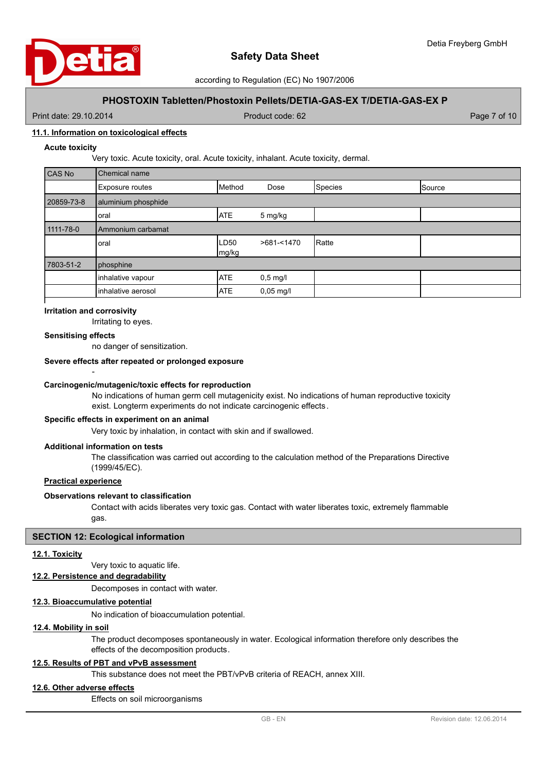### 11.1. Information on toxicological effects

**Acute toxicity**

Very toxic. Acute toxicity, oral. Acute toxicity, inhalant. Acute toxicity, dermal.

| CAS No | Chemical name | | | | |
|---|---|---|---|---|---|
| | Exposure routes | Method | Dose | Species | Source |
| 20859-73-8 | aluminium phosphide | | | | |
| | oral | ATE | 5 mg/kg | | |
| 1111-78-0 | Ammonium carbamat | | | | |
| | oral | LD50 mg/kg | >681-<1470 | Ratte | |
| 7803-51-2 | phosphine | | | | |
| | inhalative vapour | ATE | 0,5 mg/l | | |
| | inhalative aerosol | ATE | 0,05 mg/l | | |

**Irritation and corrosivity**

Irritating to eyes.

**Sensitising effects**

no danger of sensitization.

**Severe effects after repeated or prolonged exposure**

-

**Carcinogenic/mutagenic/toxic effects for reproduction**

No indications of human germ cell mutagenicity exist. No indications of human reproductive toxicity exist. Longterm experiments do not indicate carcinogenic effects.

**Specific effects in experiment on an animal**

Very toxic by inhalation, in contact with skin and if swallowed.

**Additional information on tests**

The classification was carried out according to the calculation method of the Preparations Directive (1999/45/EC).

**Practical experience**

**Observations relevant to classification**

Contact with acids liberates very toxic gas. Contact with water liberates toxic, extremely flammable gas.

## SECTION 12: Ecological information

### 12.1. Toxicity

Very toxic to aquatic life.

### 12.2. Persistence and degradability

Decomposes in contact with water.

### 12.3. Bioaccumulative potential

No indication of bioaccumulation potential.

### 12.4. Mobility in soil

The product decomposes spontaneously in water. Ecological information therefore only describes the effects of the decomposition products.

### 12.5. Results of PBT and vPvB assessment

This substance does not meet the PBT/vPvB criteria of REACH, annex XIII.

### 12.6. Other adverse effects

Effects on soil microorganisms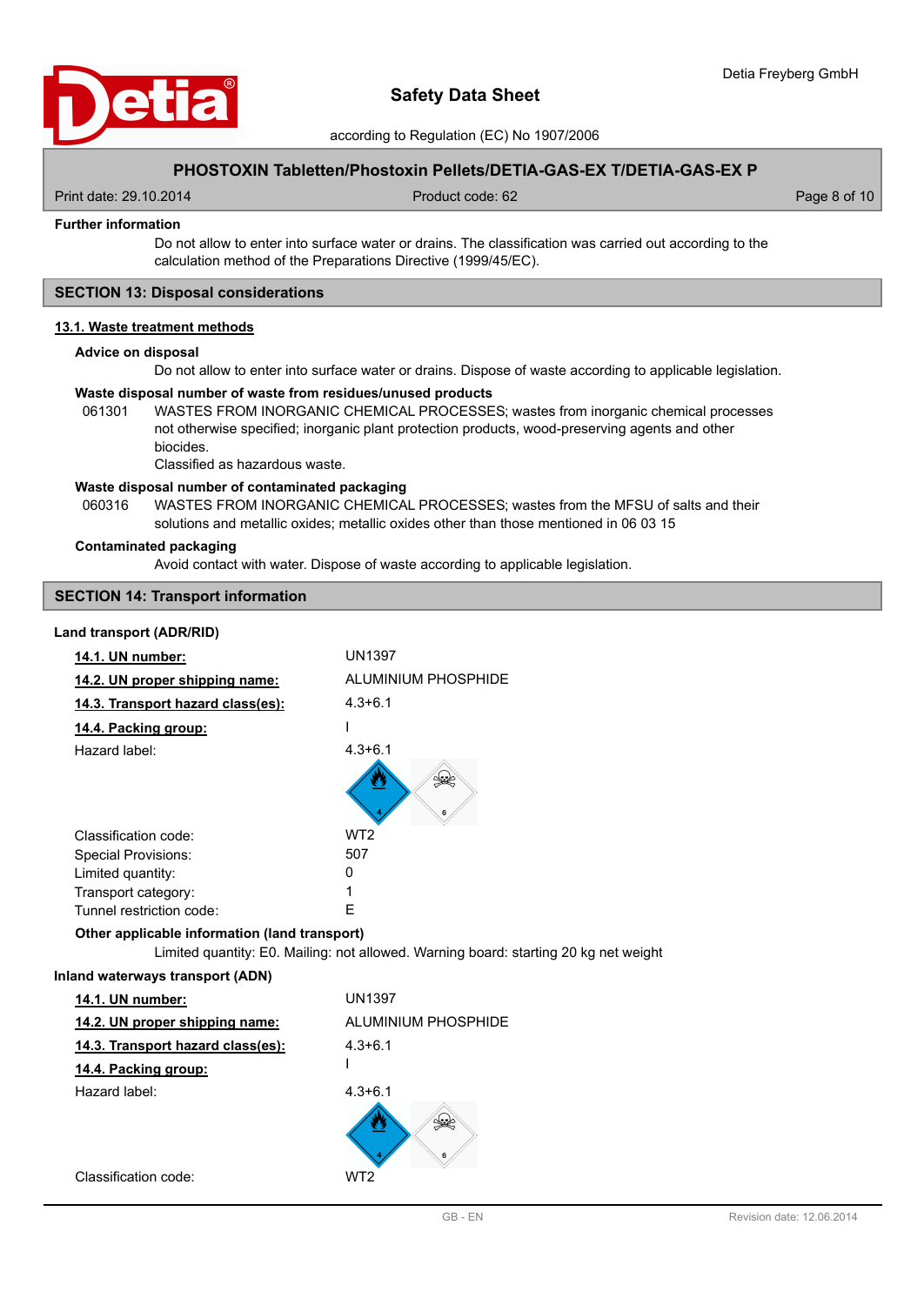**Further information**

Do not allow to enter into surface water or drains. The classification was carried out according to the calculation method of the Preparations Directive (1999/45/EC).

## SECTION 13: Disposal considerations

### 13.1. Waste treatment methods

**Advice on disposal**

Do not allow to enter into surface water or drains. Dispose of waste according to applicable legislation.

**Waste disposal number of waste from residues/unused products**

061301 WASTES FROM INORGANIC CHEMICAL PROCESSES; wastes from inorganic chemical processes not otherwise specified; inorganic plant protection products, wood-preserving agents and other biocides.
Classified as hazardous waste.

**Waste disposal number of contaminated packaging**

060316 WASTES FROM INORGANIC CHEMICAL PROCESSES; wastes from the MFSU of salts and their solutions and metallic oxides; metallic oxides other than those mentioned in 06 03 15

**Contaminated packaging**

Avoid contact with water. Dispose of waste according to applicable legislation.

## SECTION 14: Transport information

**Land transport (ADR/RID)**

| | |
|---|---|
| **14.1. UN number:** | UN1397 |
| **14.2. UN proper shipping name:** | ALUMINIUM PHOSPHIDE |
| **14.3. Transport hazard class(es):** | 4.3+6.1 |
| **14.4. Packing group:** | I |
| Hazard label: | 4.3+6.1 |
| Classification code: | WT2 |
| Special Provisions: | 507 |
| Limited quantity: | 0 |
| Transport category: | 1 |
| Tunnel restriction code: | E |

**Other applicable information (land transport)**

Limited quantity: E0. Mailing: not allowed. Warning board: starting 20 kg net weight

**Inland waterways transport (ADN)**

| | |
|---|---|
| **14.1. UN number:** | UN1397 |
| **14.2. UN proper shipping name:** | ALUMINIUM PHOSPHIDE |
| **14.3. Transport hazard class(es):** | 4.3+6.1 |
| **14.4. Packing group:** | I |
| Hazard label: | 4.3+6.1 |
| Classification code: | WT2 |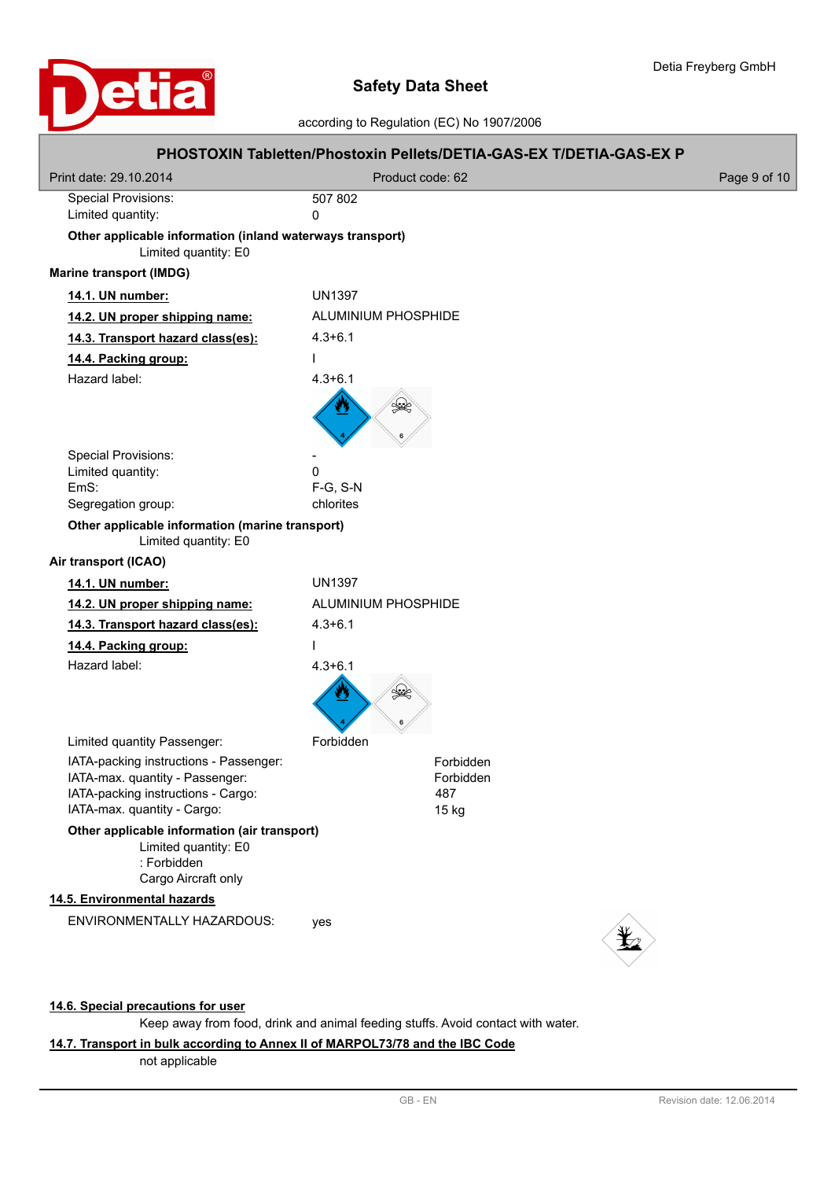Special Provisions: 507 802

Limited quantity: 0

**Other applicable information (inland waterways transport)**

Limited quantity: E0

**Marine transport (IMDG)**

| | |
|---|---|
| **14.1. UN number:** | UN1397 |
| **14.2. UN proper shipping name:** | ALUMINIUM PHOSPHIDE |
| **14.3. Transport hazard class(es):** | 4.3+6.1 |
| **14.4. Packing group:** | I |
| Hazard label: | 4.3+6.1 |
| Special Provisions: | - |
| Limited quantity: | 0 |
| EmS: | F-G, S-N |
| Segregation group: | chlorites |

**Other applicable information (marine transport)**

Limited quantity: E0

**Air transport (ICAO)**

| | |
|---|---|
| **14.1. UN number:** | UN1397 |
| **14.2. UN proper shipping name:** | ALUMINIUM PHOSPHIDE |
| **14.3. Transport hazard class(es):** | 4.3+6.1 |
| **14.4. Packing group:** | I |
| Hazard label: | 4.3+6.1 |
| Limited quantity Passenger: | Forbidden |
| IATA-packing instructions - Passenger: | Forbidden |
| IATA-max. quantity - Passenger: | Forbidden |
| IATA-packing instructions - Cargo: | 487 |
| IATA-max. quantity - Cargo: | 15 kg |

**Other applicable information (air transport)**

Limited quantity: E0

: Forbidden

Cargo Aircraft only

**14.5. Environmental hazards**

ENVIRONMENTALLY HAZARDOUS: yes

**14.6. Special precautions for user**

Keep away from food, drink and animal feeding stuffs. Avoid contact with water.

**14.7. Transport in bulk according to Annex II of MARPOL73/78 and the IBC Code**

not applicable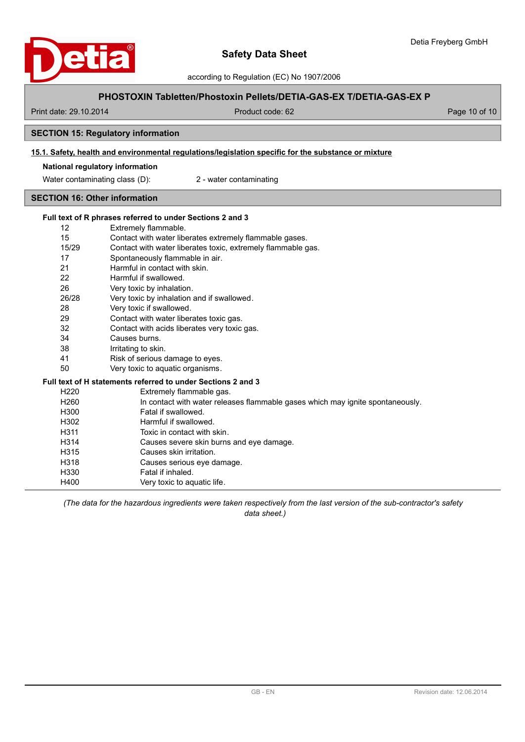## SECTION 15: Regulatory information

**15.1. Safety, health and environmental regulations/legislation specific for the substance or mixture**

**National regulatory information**

Water contaminating class (D): 2 - water contaminating

## SECTION 16: Other information

**Full text of R phrases referred to under Sections 2 and 3**

| | |
|---|---|
| 12 | Extremely flammable. |
| 15 | Contact with water liberates extremely flammable gases. |
| 15/29 | Contact with water liberates toxic, extremely flammable gas. |
| 17 | Spontaneously flammable in air. |
| 21 | Harmful in contact with skin. |
| 22 | Harmful if swallowed. |
| 26 | Very toxic by inhalation. |
| 26/28 | Very toxic by inhalation and if swallowed. |
| 28 | Very toxic if swallowed. |
| 29 | Contact with water liberates toxic gas. |
| 32 | Contact with acids liberates very toxic gas. |
| 34 | Causes burns. |
| 38 | Irritating to skin. |
| 41 | Risk of serious damage to eyes. |
| 50 | Very toxic to aquatic organisms. |

**Full text of H statements referred to under Sections 2 and 3**

| | |
|---|---|
| H220 | Extremely flammable gas. |
| H260 | In contact with water releases flammable gases which may ignite spontaneously. |
| H300 | Fatal if swallowed. |
| H302 | Harmful if swallowed. |
| H311 | Toxic in contact with skin. |
| H314 | Causes severe skin burns and eye damage. |
| H315 | Causes skin irritation. |
| H318 | Causes serious eye damage. |
| H330 | Fatal if inhaled. |
| H400 | Very toxic to aquatic life. |

*(The data for the hazardous ingredients were taken respectively from the last version of the sub-contractor's safety data sheet.)*